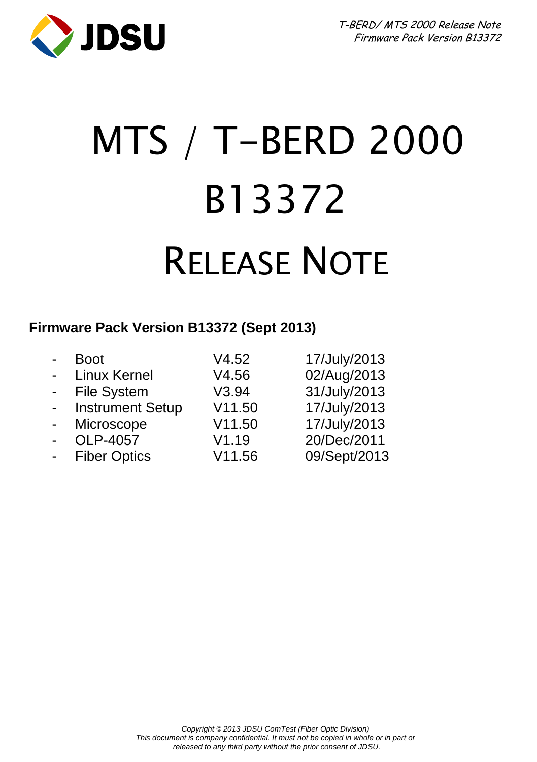# MTS / T-BERD 2000

# B13372

# RELEASE NOTE

**Firmware Pack Version B13372 (Sept 2013)**

| | | |
|---|---|---|
| - Boot | V4.52 | 17/July/2013 |
| - Linux Kernel | V4.56 | 02/Aug/2013 |
| - File System | V3.94 | 31/July/2013 |
| - Instrument Setup | V11.50 | 17/July/2013 |
| - Microscope | V11.50 | 17/July/2013 |
| - OLP-4057 | V1.19 | 20/Dec/2011 |
| - Fiber Optics | V11.56 | 09/Sept/2013 |

*Copyright © 2013 JDSU ComTest (Fiber Optic Division)*
*This document is company confidential. It must not be copied in whole or in part or released to any third party without the prior consent of JDSU.*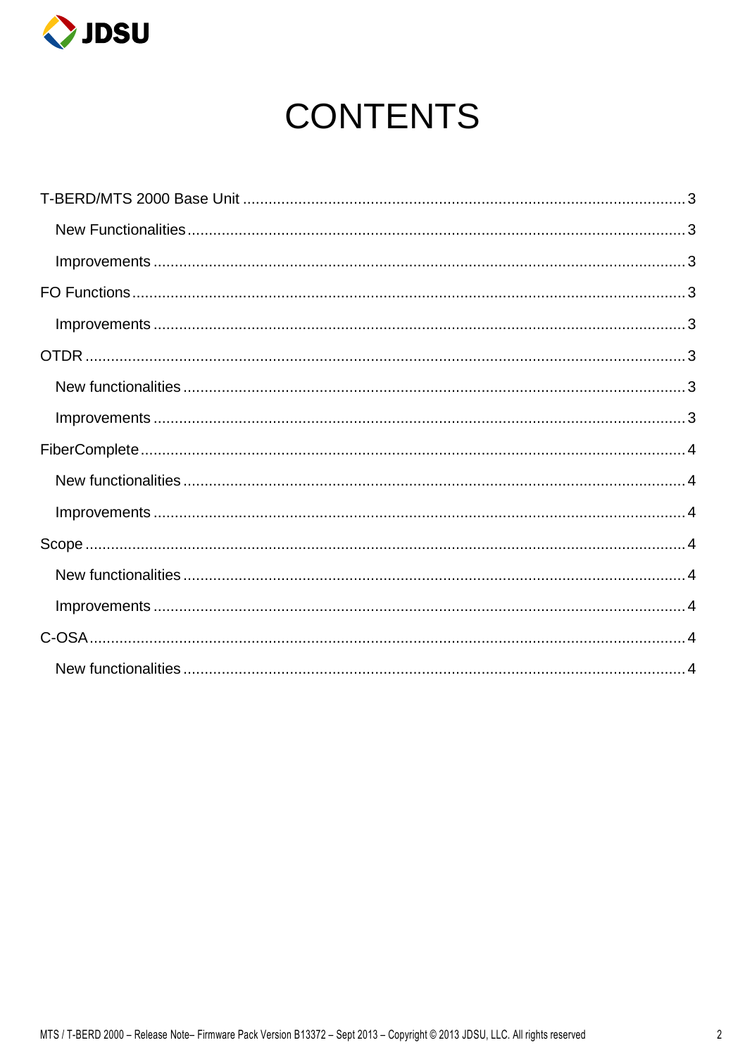# CONTENTS

- T-BERD/MTS 2000 Base Unit ........ 3
  - New Functionalities ........ 3
  - Improvements ........ 3
- FO Functions ........ 3
  - Improvements ........ 3
- OTDR ........ 3
  - New functionalities ........ 3
  - Improvements ........ 3
- FiberComplete ........ 4
  - New functionalities ........ 4
  - Improvements ........ 4
- Scope ........ 4
  - New functionalities ........ 4
  - Improvements ........ 4
- C-OSA ........ 4
  - New functionalities ........ 4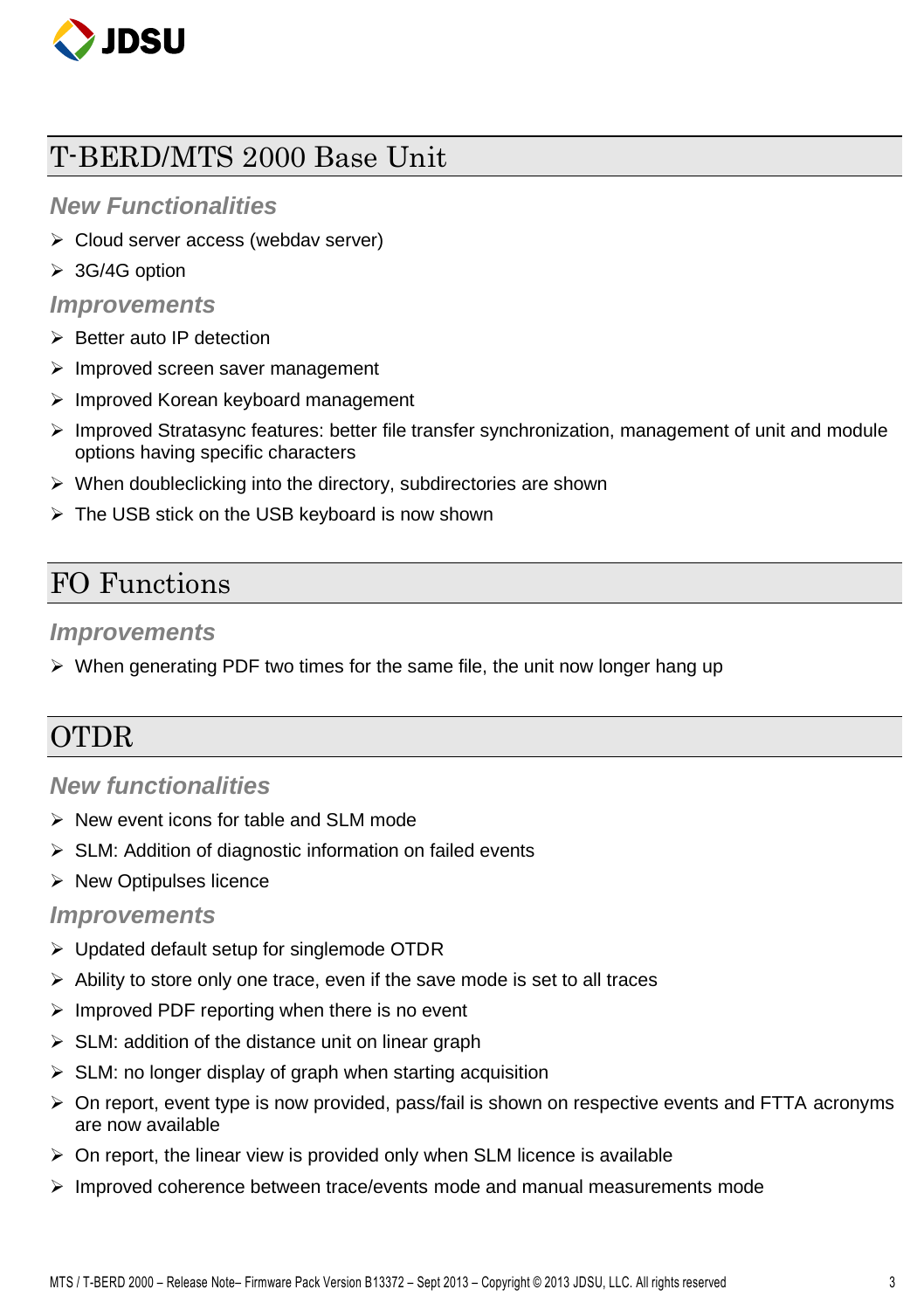# T-BERD/MTS 2000 Base Unit

### *New Functionalities*

- Cloud server access (webdav server)
- 3G/4G option

### *Improvements*

- Better auto IP detection
- Improved screen saver management
- Improved Korean keyboard management
- Improved Stratasync features: better file transfer synchronization, management of unit and module options having specific characters
- When doubleclicking into the directory, subdirectories are shown
- The USB stick on the USB keyboard is now shown

# FO Functions

### *Improvements*

- When generating PDF two times for the same file, the unit now longer hang up

# OTDR

### *New functionalities*

- New event icons for table and SLM mode
- SLM: Addition of diagnostic information on failed events
- New Optipulses licence

### *Improvements*

- Updated default setup for singlemode OTDR
- Ability to store only one trace, even if the save mode is set to all traces
- Improved PDF reporting when there is no event
- SLM: addition of the distance unit on linear graph
- SLM: no longer display of graph when starting acquisition
- On report, event type is now provided, pass/fail is shown on respective events and FTTA acronyms are now available
- On report, the linear view is provided only when SLM licence is available
- Improved coherence between trace/events mode and manual measurements mode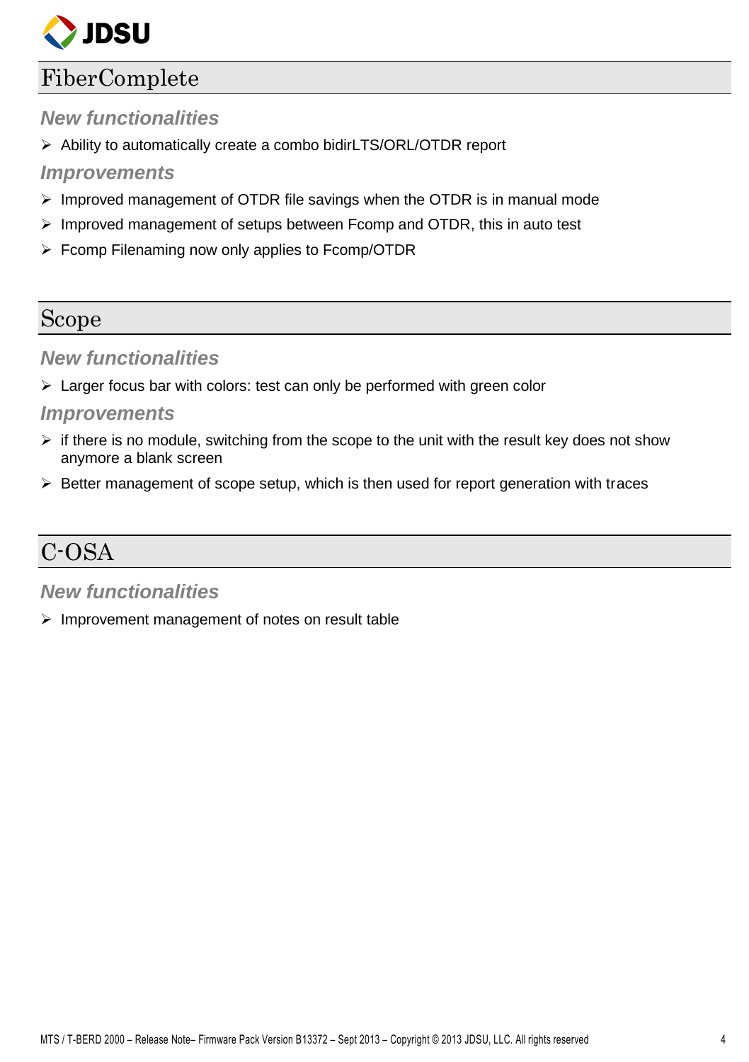## FiberComplete

### *New functionalities*

- Ability to automatically create a combo bidirLTS/ORL/OTDR report

### *Improvements*

- Improved management of OTDR file savings when the OTDR is in manual mode
- Improved management of setups between Fcomp and OTDR, this in auto test
- Fcomp Filenaming now only applies to Fcomp/OTDR

## Scope

### *New functionalities*

- Larger focus bar with colors: test can only be performed with green color

### *Improvements*

- if there is no module, switching from the scope to the unit with the result key does not show anymore a blank screen
- Better management of scope setup, which is then used for report generation with traces

## C-OSA

### *New functionalities*

- Improvement management of notes on result table